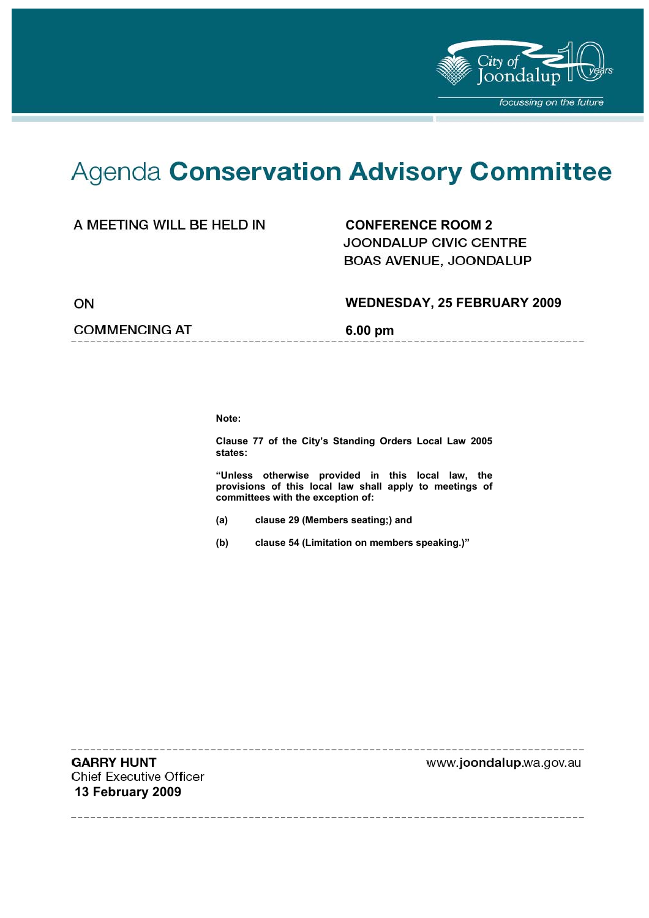# Agenda **Conservation Advisory Committee**

| | |
|---|---|
| A MEETING WILL BE HELD IN | **CONFERENCE ROOM 2**<br>JOONDALUP CIVIC CENTRE<br>BOAS AVENUE, JOONDALUP |
| ON | **WEDNESDAY, 25 FEBRUARY 2009** |
| COMMENCING AT | **6.00 pm** |

**Note:**

**Clause 77 of the City's Standing Orders Local Law 2005 states:**

**"Unless otherwise provided in this local law, the provisions of this local law shall apply to meetings of committees with the exception of:**

**(a) clause 29 (Members seating;) and**

**(b) clause 54 (Limitation on members speaking.)"**

**GARRY HUNT**
Chief Executive Officer
**13 February 2009**

www.**joondalup**.wa.gov.au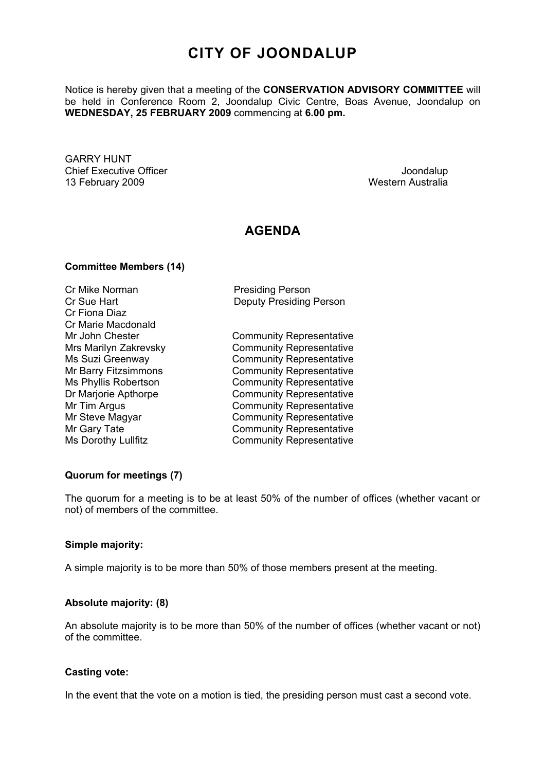# CITY OF JOONDALUP

Notice is hereby given that a meeting of the **CONSERVATION ADVISORY COMMITTEE** will be held in Conference Room 2, Joondalup Civic Centre, Boas Avenue, Joondalup on **WEDNESDAY, 25 FEBRUARY 2009** commencing at **6.00 pm.**

GARRY HUNT
Chief Executive Officer
13 February 2009

Joondalup
Western Australia

## AGENDA

**Committee Members (14)**

| | |
|---|---|
| Cr Mike Norman | Presiding Person |
| Cr Sue Hart | Deputy Presiding Person |
| Cr Fiona Diaz | |
| Cr Marie Macdonald | |
| Mr John Chester | Community Representative |
| Mrs Marilyn Zakrevsky | Community Representative |
| Ms Suzi Greenway | Community Representative |
| Mr Barry Fitzsimmons | Community Representative |
| Ms Phyllis Robertson | Community Representative |
| Dr Marjorie Apthorpe | Community Representative |
| Mr Tim Argus | Community Representative |
| Mr Steve Magyar | Community Representative |
| Mr Gary Tate | Community Representative |
| Ms Dorothy Lullfitz | Community Representative |

**Quorum for meetings (7)**

The quorum for a meeting is to be at least 50% of the number of offices (whether vacant or not) of members of the committee.

**Simple majority:**

A simple majority is to be more than 50% of those members present at the meeting.

**Absolute majority: (8)**

An absolute majority is to be more than 50% of the number of offices (whether vacant or not) of the committee.

**Casting vote:**

In the event that the vote on a motion is tied, the presiding person must cast a second vote.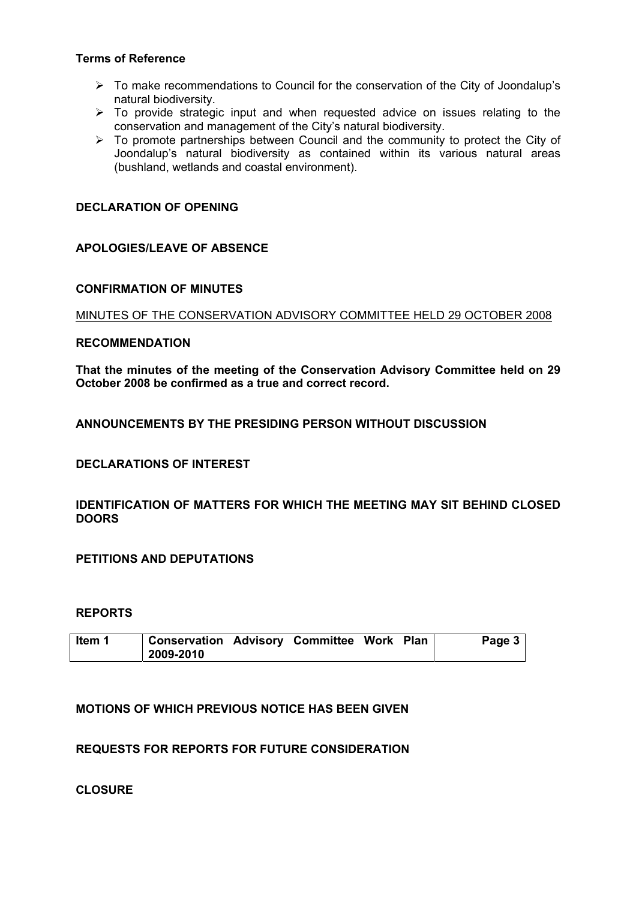**Terms of Reference**

- To make recommendations to Council for the conservation of the City of Joondalup's natural biodiversity.
- To provide strategic input and when requested advice on issues relating to the conservation and management of the City's natural biodiversity.
- To promote partnerships between Council and the community to protect the City of Joondalup's natural biodiversity as contained within its various natural areas (bushland, wetlands and coastal environment).

**DECLARATION OF OPENING**

**APOLOGIES/LEAVE OF ABSENCE**

**CONFIRMATION OF MINUTES**

MINUTES OF THE CONSERVATION ADVISORY COMMITTEE HELD 29 OCTOBER 2008

**RECOMMENDATION**

**That the minutes of the meeting of the Conservation Advisory Committee held on 29 October 2008 be confirmed as a true and correct record.**

**ANNOUNCEMENTS BY THE PRESIDING PERSON WITHOUT DISCUSSION**

**DECLARATIONS OF INTEREST**

**IDENTIFICATION OF MATTERS FOR WHICH THE MEETING MAY SIT BEHIND CLOSED DOORS**

**PETITIONS AND DEPUTATIONS**

**REPORTS**

| Item 1 | Conservation Advisory Committee Work Plan 2009-2010 | Page 3 |
|---|---|---|

**MOTIONS OF WHICH PREVIOUS NOTICE HAS BEEN GIVEN**

**REQUESTS FOR REPORTS FOR FUTURE CONSIDERATION**

**CLOSURE**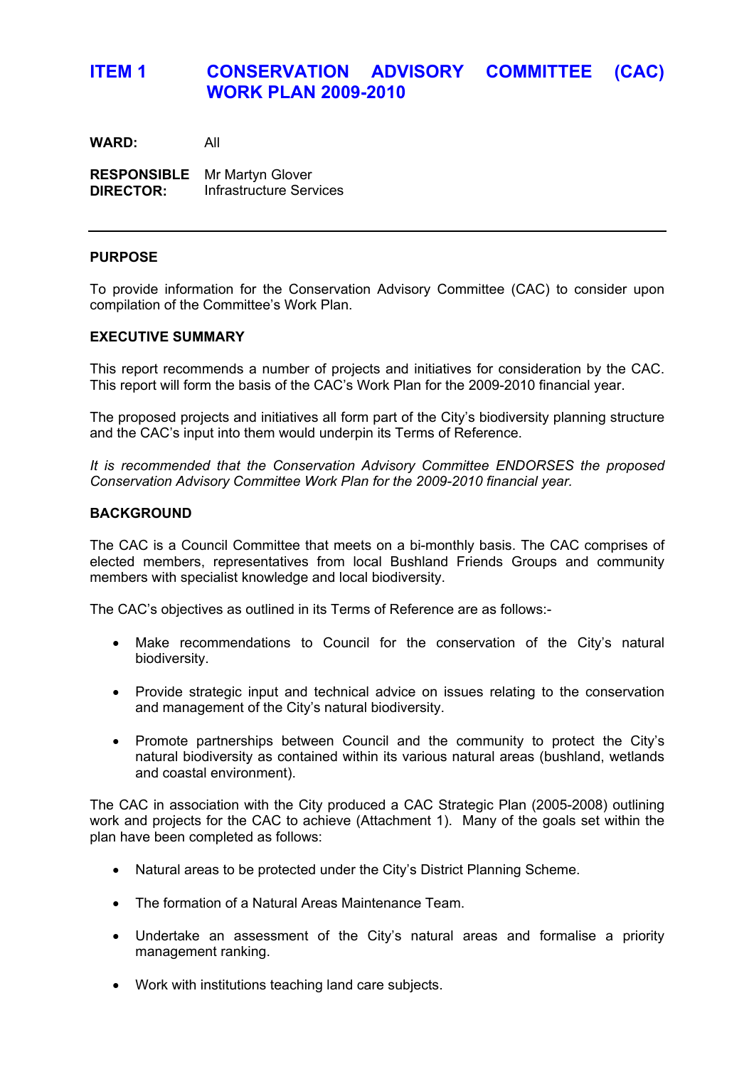# ITEM 1 CONSERVATION ADVISORY COMMITTEE (CAC) WORK PLAN 2009-2010

**WARD:** All

**RESPONSIBLE DIRECTOR:** Mr Martyn Glover
Infrastructure Services

---

## PURPOSE

To provide information for the Conservation Advisory Committee (CAC) to consider upon compilation of the Committee's Work Plan.

## EXECUTIVE SUMMARY

This report recommends a number of projects and initiatives for consideration by the CAC. This report will form the basis of the CAC's Work Plan for the 2009-2010 financial year.

The proposed projects and initiatives all form part of the City's biodiversity planning structure and the CAC's input into them would underpin its Terms of Reference.

*It is recommended that the Conservation Advisory Committee ENDORSES the proposed Conservation Advisory Committee Work Plan for the 2009-2010 financial year.*

## BACKGROUND

The CAC is a Council Committee that meets on a bi-monthly basis. The CAC comprises of elected members, representatives from local Bushland Friends Groups and community members with specialist knowledge and local biodiversity.

The CAC's objectives as outlined in its Terms of Reference are as follows:-

- Make recommendations to Council for the conservation of the City's natural biodiversity.
- Provide strategic input and technical advice on issues relating to the conservation and management of the City's natural biodiversity.
- Promote partnerships between Council and the community to protect the City's natural biodiversity as contained within its various natural areas (bushland, wetlands and coastal environment).

The CAC in association with the City produced a CAC Strategic Plan (2005-2008) outlining work and projects for the CAC to achieve (Attachment 1). Many of the goals set within the plan have been completed as follows:

- Natural areas to be protected under the City's District Planning Scheme.
- The formation of a Natural Areas Maintenance Team.
- Undertake an assessment of the City's natural areas and formalise a priority management ranking.
- Work with institutions teaching land care subjects.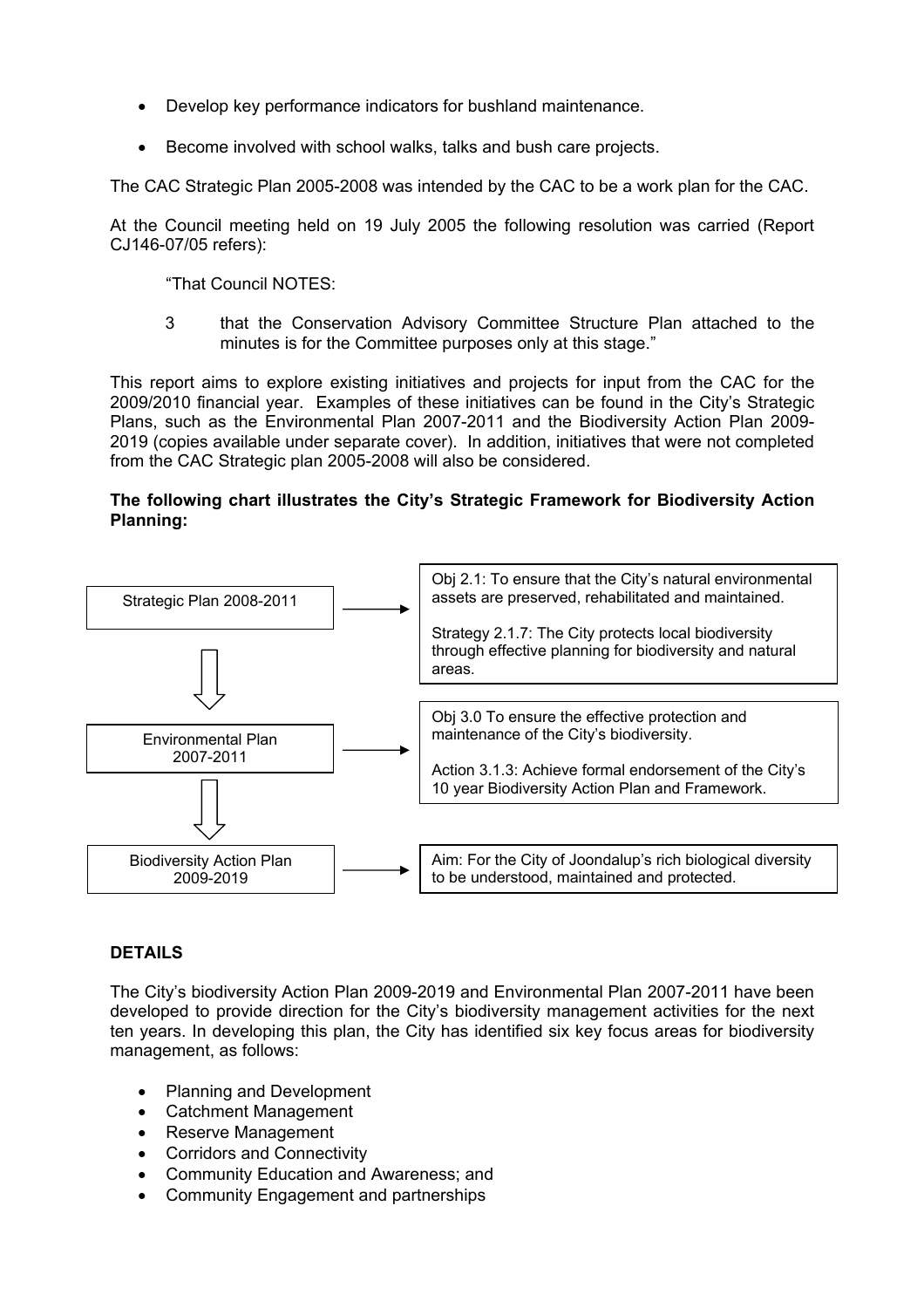- Develop key performance indicators for bushland maintenance.
- Become involved with school walks, talks and bush care projects.

The CAC Strategic Plan 2005-2008 was intended by the CAC to be a work plan for the CAC.

At the Council meeting held on 19 July 2005 the following resolution was carried (Report CJ146-07/05 refers):

> "That Council NOTES:
>
> 3 that the Conservation Advisory Committee Structure Plan attached to the minutes is for the Committee purposes only at this stage."

This report aims to explore existing initiatives and projects for input from the CAC for the 2009/2010 financial year. Examples of these initiatives can be found in the City's Strategic Plans, such as the Environmental Plan 2007-2011 and the Biodiversity Action Plan 2009-2019 (copies available under separate cover). In addition, initiatives that were not completed from the CAC Strategic plan 2005-2008 will also be considered.

**The following chart illustrates the City's Strategic Framework for Biodiversity Action Planning:**

| Plan | Objective / Strategy / Aim |
| --- | --- |
| Strategic Plan 2008-2011 | Obj 2.1: To ensure that the City's natural environmental assets are preserved, rehabilitated and maintained.<br><br>Strategy 2.1.7: The City protects local biodiversity through effective planning for biodiversity and natural areas. |
| Environmental Plan 2007-2011 | Obj 3.0 To ensure the effective protection and maintenance of the City's biodiversity.<br><br>Action 3.1.3: Achieve formal endorsement of the City's 10 year Biodiversity Action Plan and Framework. |
| Biodiversity Action Plan 2009-2019 | Aim: For the City of Joondalup's rich biological diversity to be understood, maintained and protected. |

## DETAILS

The City's biodiversity Action Plan 2009-2019 and Environmental Plan 2007-2011 have been developed to provide direction for the City's biodiversity management activities for the next ten years. In developing this plan, the City has identified six key focus areas for biodiversity management, as follows:

- Planning and Development
- Catchment Management
- Reserve Management
- Corridors and Connectivity
- Community Education and Awareness; and
- Community Engagement and partnerships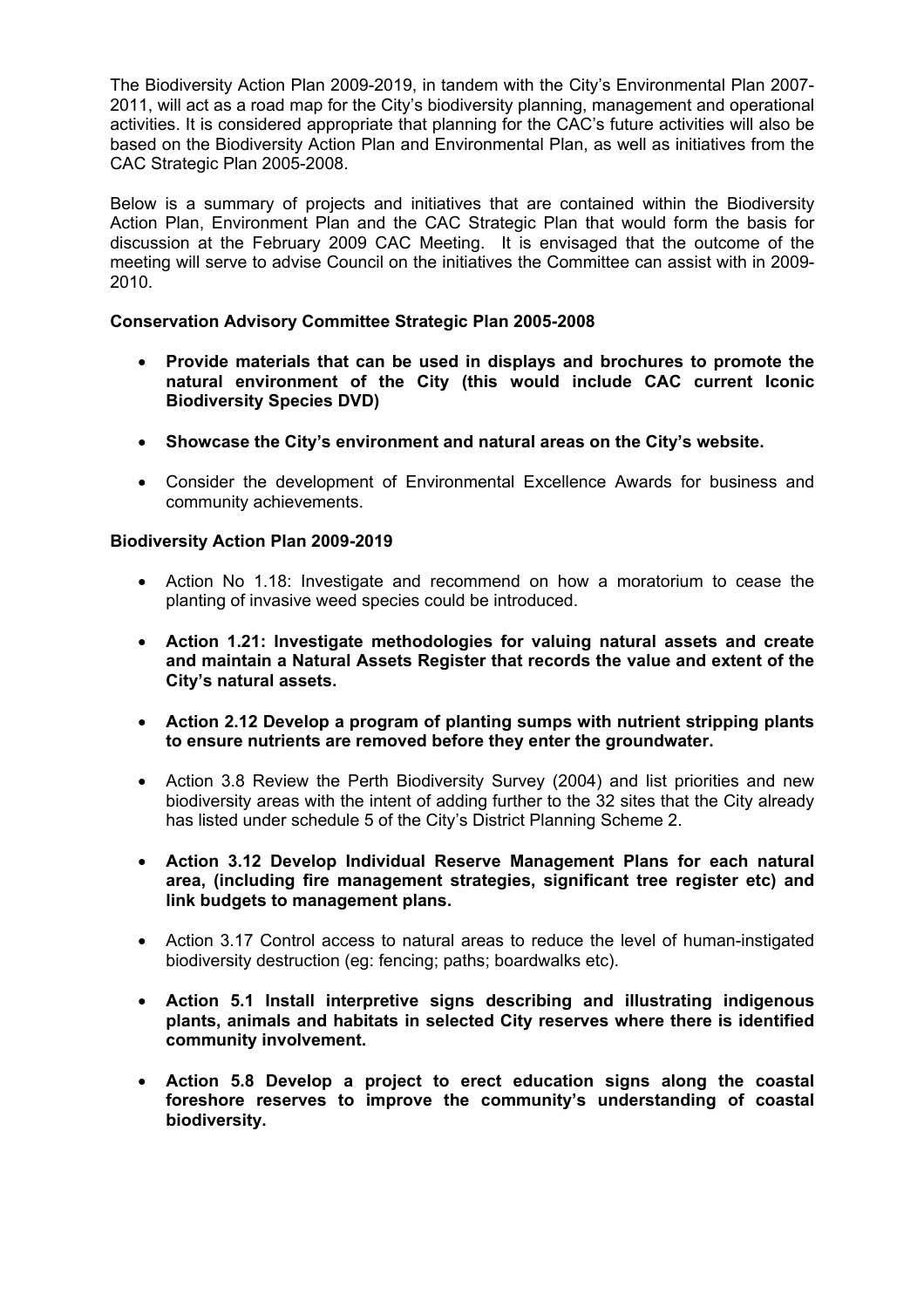The Biodiversity Action Plan 2009-2019, in tandem with the City's Environmental Plan 2007-2011, will act as a road map for the City's biodiversity planning, management and operational activities. It is considered appropriate that planning for the CAC's future activities will also be based on the Biodiversity Action Plan and Environmental Plan, as well as initiatives from the CAC Strategic Plan 2005-2008.

Below is a summary of projects and initiatives that are contained within the Biodiversity Action Plan, Environment Plan and the CAC Strategic Plan that would form the basis for discussion at the February 2009 CAC Meeting. It is envisaged that the outcome of the meeting will serve to advise Council on the initiatives the Committee can assist with in 2009-2010.

**Conservation Advisory Committee Strategic Plan 2005-2008**

- **Provide materials that can be used in displays and brochures to promote the natural environment of the City (this would include CAC current Iconic Biodiversity Species DVD)**

- **Showcase the City's environment and natural areas on the City's website.**

- Consider the development of Environmental Excellence Awards for business and community achievements.

**Biodiversity Action Plan 2009-2019**

- Action No 1.18: Investigate and recommend on how a moratorium to cease the planting of invasive weed species could be introduced.

- **Action 1.21: Investigate methodologies for valuing natural assets and create and maintain a Natural Assets Register that records the value and extent of the City's natural assets.**

- **Action 2.12 Develop a program of planting sumps with nutrient stripping plants to ensure nutrients are removed before they enter the groundwater.**

- Action 3.8 Review the Perth Biodiversity Survey (2004) and list priorities and new biodiversity areas with the intent of adding further to the 32 sites that the City already has listed under schedule 5 of the City's District Planning Scheme 2.

- **Action 3.12 Develop Individual Reserve Management Plans for each natural area, (including fire management strategies, significant tree register etc) and link budgets to management plans.**

- Action 3.17 Control access to natural areas to reduce the level of human-instigated biodiversity destruction (eg: fencing; paths; boardwalks etc).

- **Action 5.1 Install interpretive signs describing and illustrating indigenous plants, animals and habitats in selected City reserves where there is identified community involvement.**

- **Action 5.8 Develop a project to erect education signs along the coastal foreshore reserves to improve the community's understanding of coastal biodiversity.**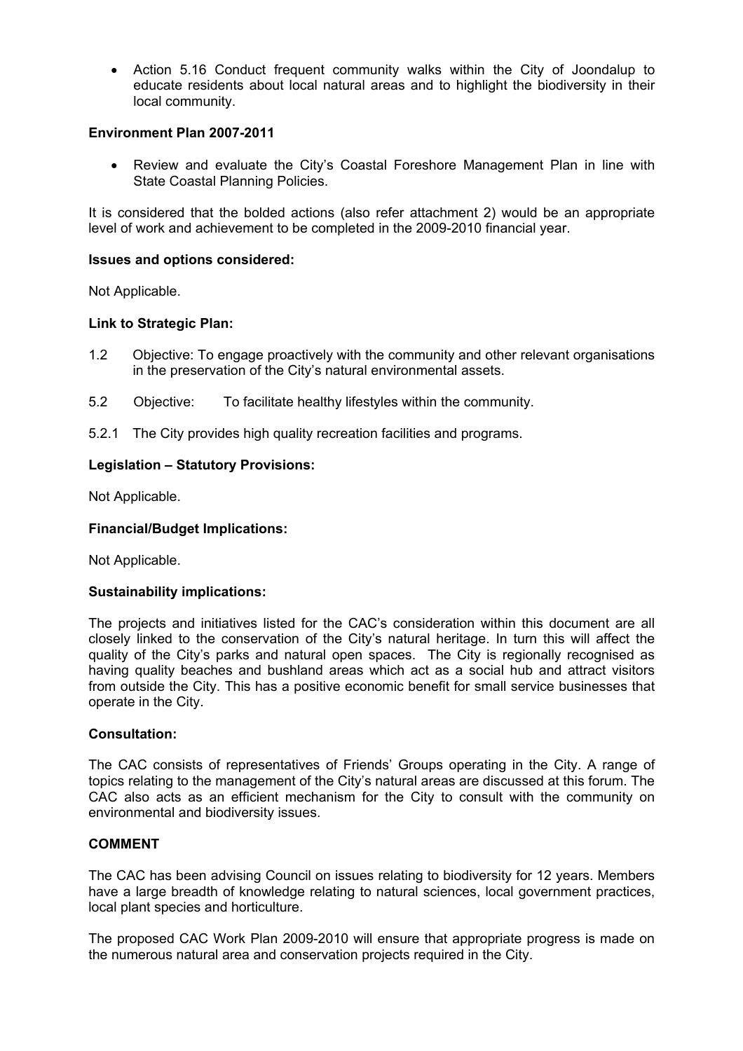- Action 5.16 Conduct frequent community walks within the City of Joondalup to educate residents about local natural areas and to highlight the biodiversity in their local community.

**Environment Plan 2007-2011**

- Review and evaluate the City's Coastal Foreshore Management Plan in line with State Coastal Planning Policies.

It is considered that the bolded actions (also refer attachment 2) would be an appropriate level of work and achievement to be completed in the 2009-2010 financial year.

**Issues and options considered:**

Not Applicable.

**Link to Strategic Plan:**

1.2 Objective: To engage proactively with the community and other relevant organisations in the preservation of the City's natural environmental assets.

5.2 Objective: To facilitate healthy lifestyles within the community.

5.2.1 The City provides high quality recreation facilities and programs.

**Legislation – Statutory Provisions:**

Not Applicable.

**Financial/Budget Implications:**

Not Applicable.

**Sustainability implications:**

The projects and initiatives listed for the CAC's consideration within this document are all closely linked to the conservation of the City's natural heritage. In turn this will affect the quality of the City's parks and natural open spaces. The City is regionally recognised as having quality beaches and bushland areas which act as a social hub and attract visitors from outside the City. This has a positive economic benefit for small service businesses that operate in the City.

**Consultation:**

The CAC consists of representatives of Friends' Groups operating in the City. A range of topics relating to the management of the City's natural areas are discussed at this forum. The CAC also acts as an efficient mechanism for the City to consult with the community on environmental and biodiversity issues.

**COMMENT**

The CAC has been advising Council on issues relating to biodiversity for 12 years. Members have a large breadth of knowledge relating to natural sciences, local government practices, local plant species and horticulture.

The proposed CAC Work Plan 2009-2010 will ensure that appropriate progress is made on the numerous natural area and conservation projects required in the City.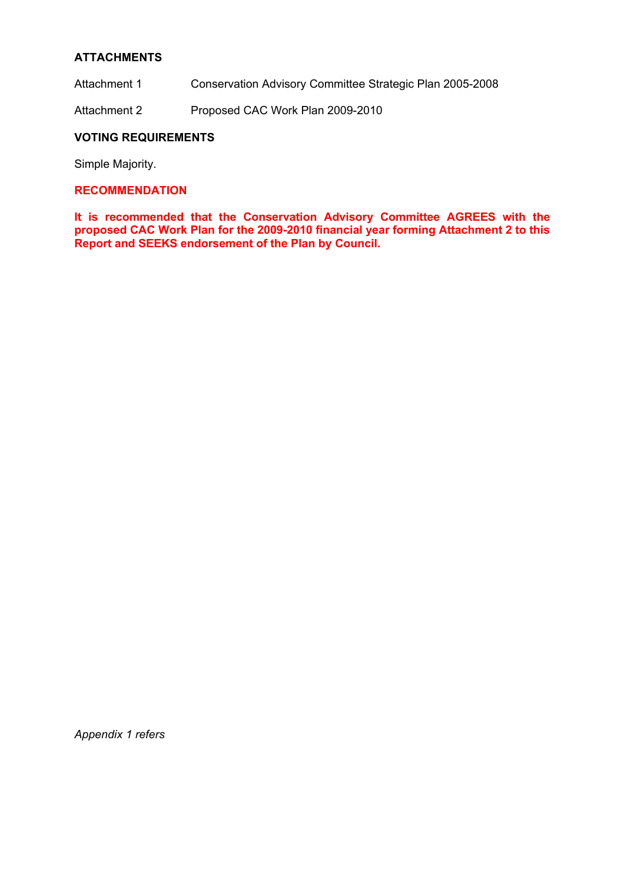**ATTACHMENTS**

Attachment 1 Conservation Advisory Committee Strategic Plan 2005-2008

Attachment 2 Proposed CAC Work Plan 2009-2010

**VOTING REQUIREMENTS**

Simple Majority.

**RECOMMENDATION**

**It is recommended that the Conservation Advisory Committee AGREES with the proposed CAC Work Plan for the 2009-2010 financial year forming Attachment 2 to this Report and SEEKS endorsement of the Plan by Council.**

*Appendix 1 refers*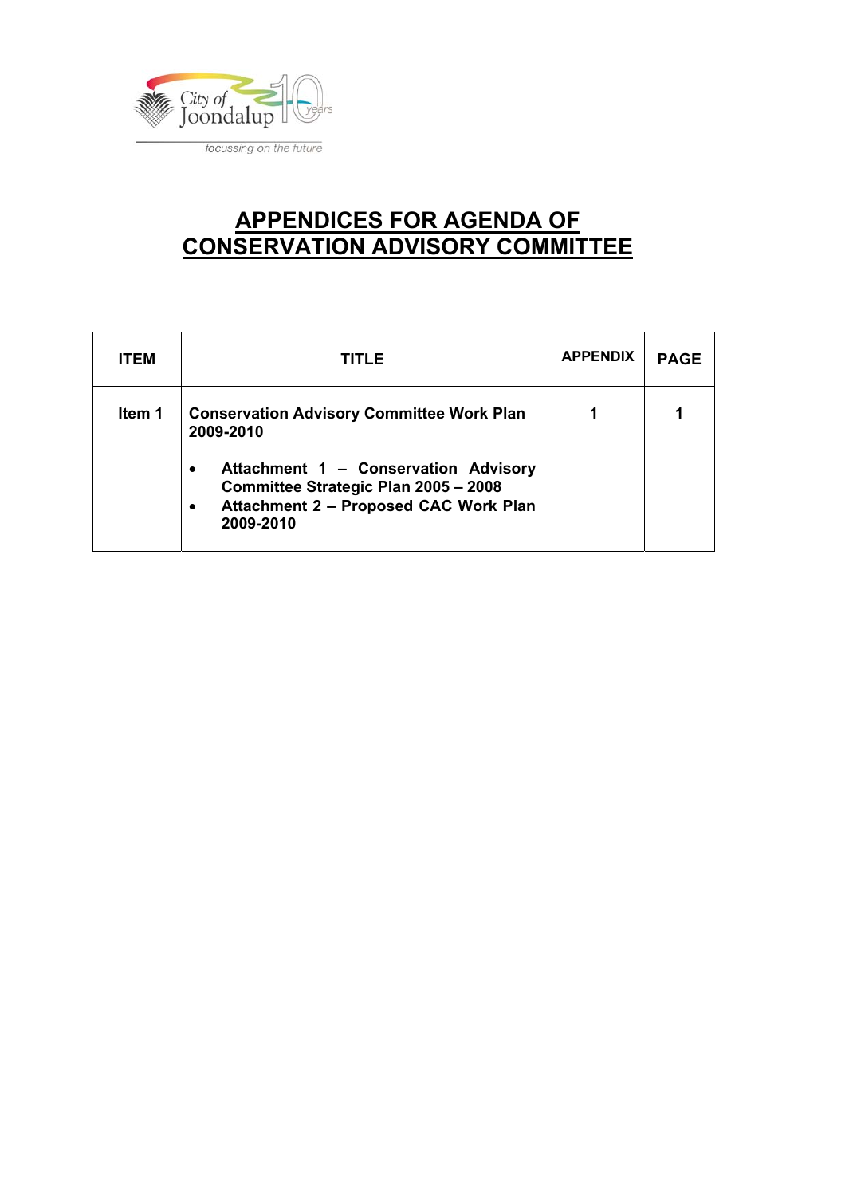# APPENDICES FOR AGENDA OF CONSERVATION ADVISORY COMMITTEE

| ITEM | TITLE | APPENDIX | PAGE |
|---|---|---|---|
| Item 1 | **Conservation Advisory Committee Work Plan 2009-2010**<br>• Attachment 1 – Conservation Advisory Committee Strategic Plan 2005 – 2008<br>• Attachment 2 – Proposed CAC Work Plan 2009-2010 | 1 | 1 |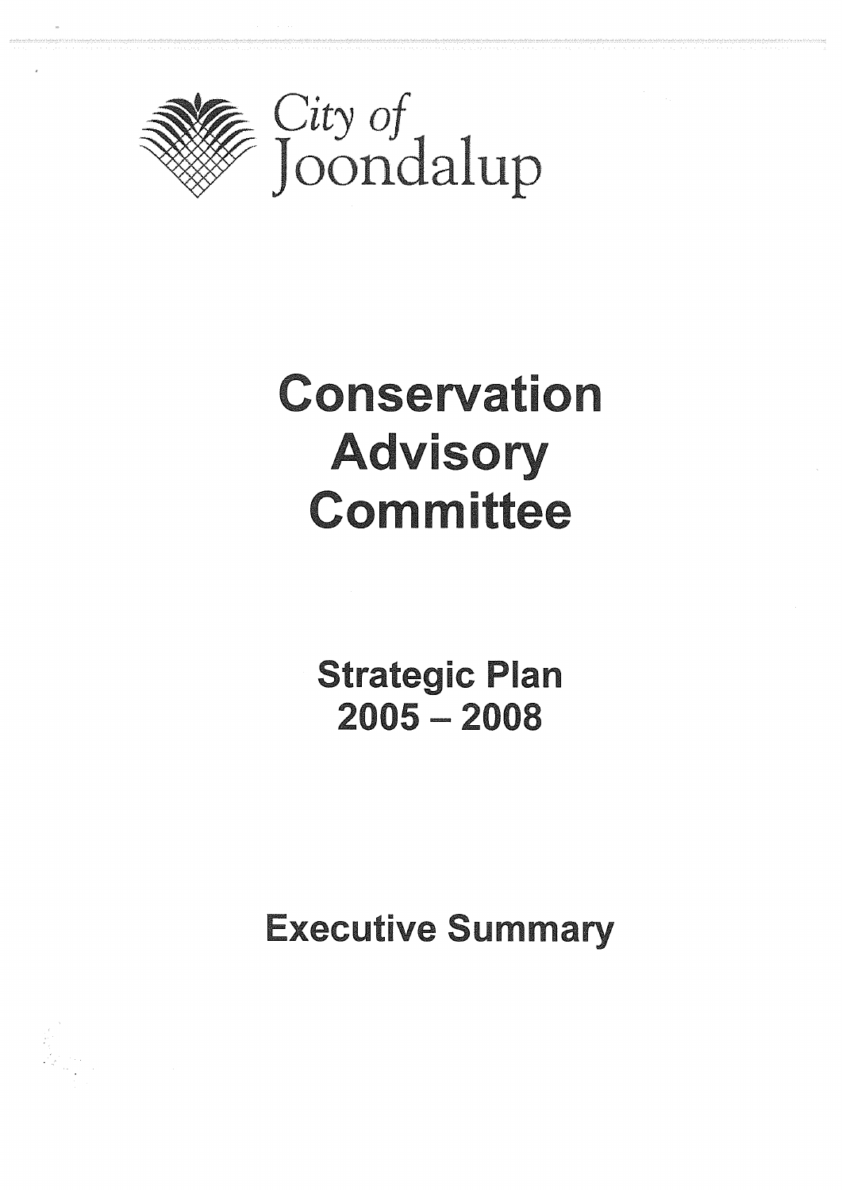City of Joondalup

# Conservation Advisory Committee

## Strategic Plan 2005 – 2008

## Executive Summary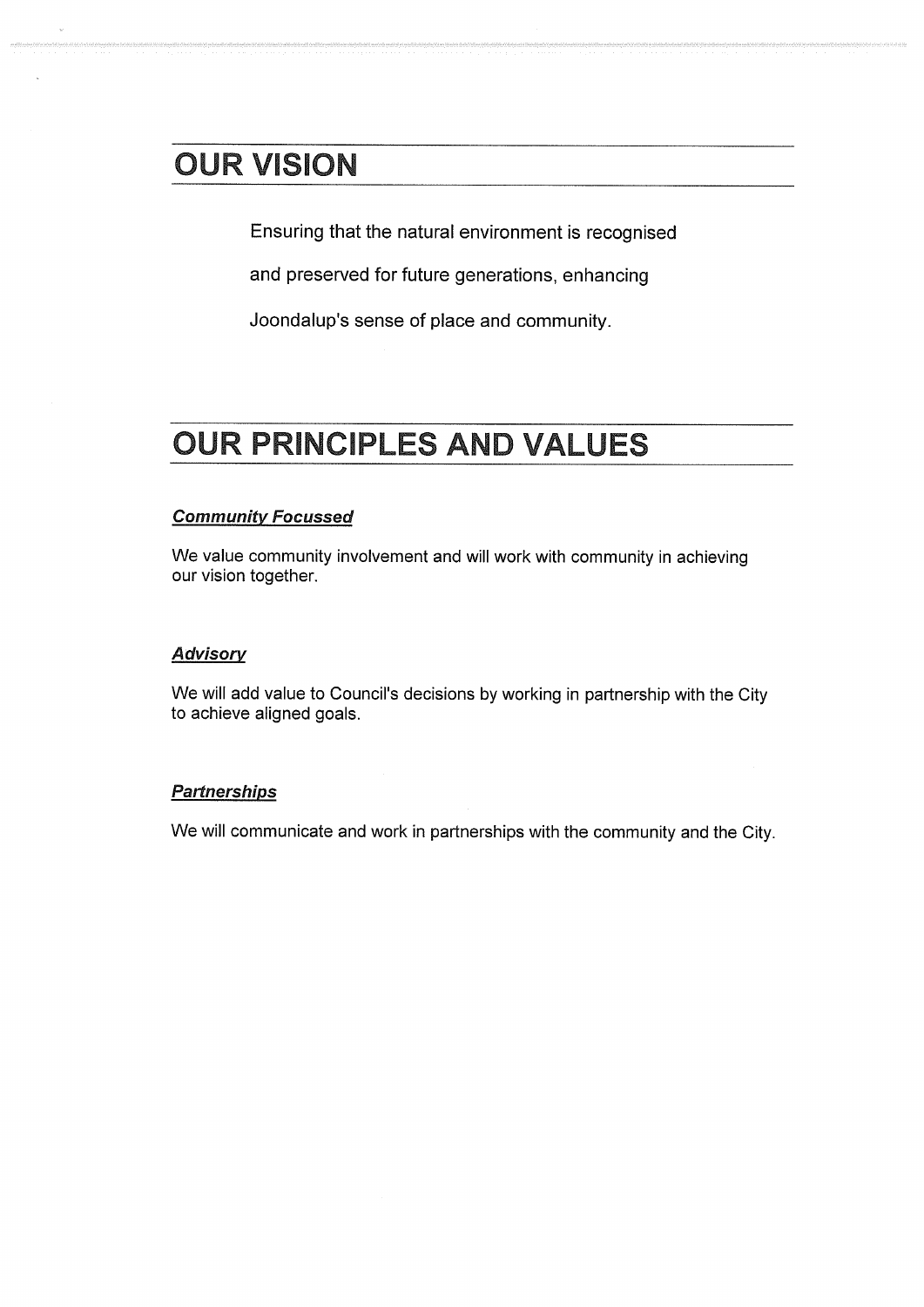# OUR VISION

Ensuring that the natural environment is recognised and preserved for future generations, enhancing Joondalup's sense of place and community.

# OUR PRINCIPLES AND VALUES

***Community Focussed***

We value community involvement and will work with community in achieving our vision together.

***Advisory***

We will add value to Council's decisions by working in partnership with the City to achieve aligned goals.

***Partnerships***

We will communicate and work in partnerships with the community and the City.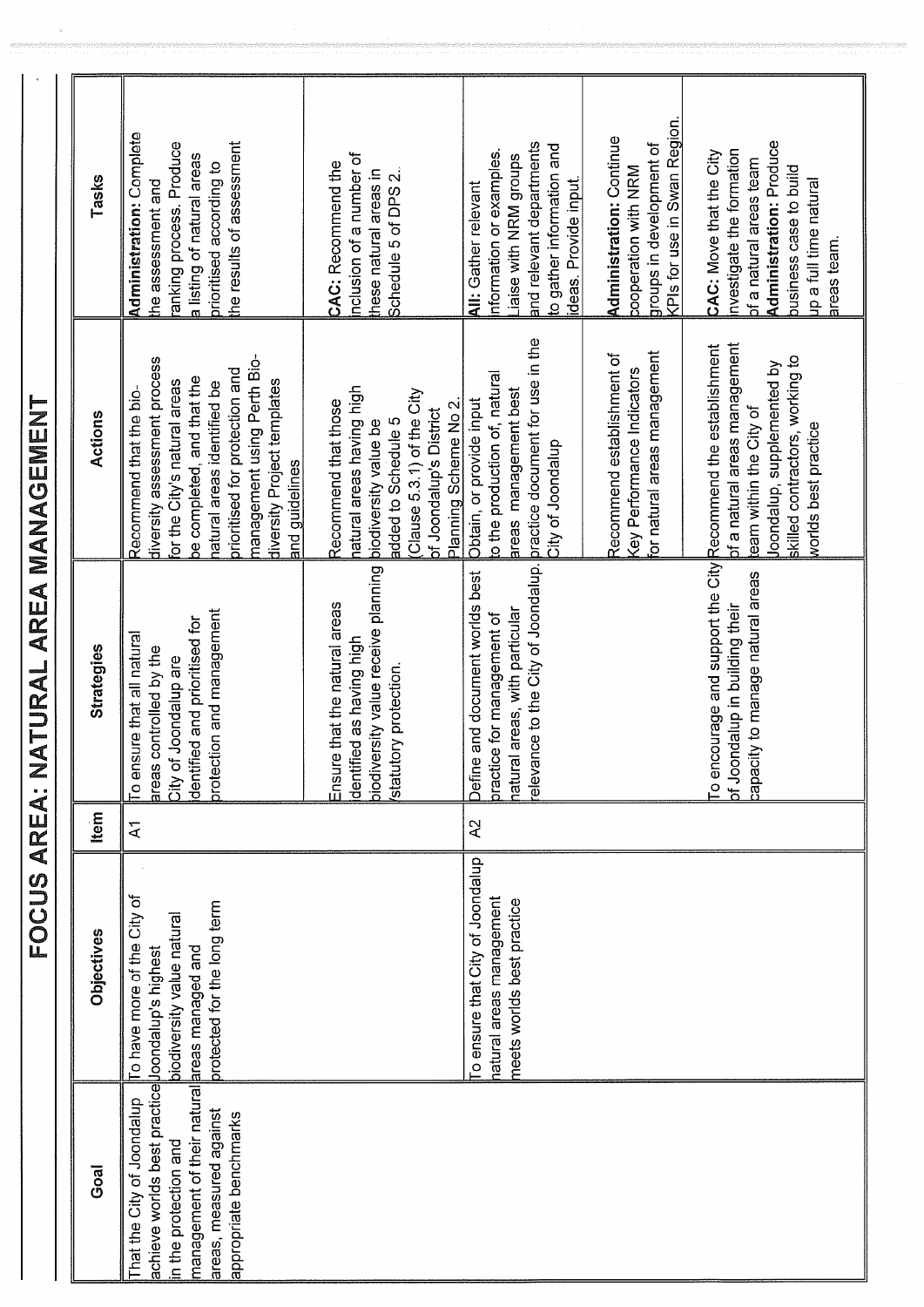# FOCUS AREA: NATURAL AREA MANAGEMENT

| Goal | Objectives | Item | Strategies | Actions | Tasks |
|---|---|---|---|---|---|
| That the City of Joondalup achieve worlds best practice in the protection and management of their natural areas, measured against appropriate benchmarks | To have more of the City of Joondalup's highest biodiversity value natural areas managed and protected for the long term | A1 | To ensure that all natural areas controlled by the City of Joondalup are identified and prioritised for protection and management | Recommend that the bio-diversity assessment process for the City's natural areas be completed, and that the natural areas identified be prioritised for protection and management using Perth Bio-diversity Project templates and guidelines | **Administration:** Complete the assessment and ranking process. Produce a listing of natural areas prioritised according to the results of assessment |
| | | | Ensure that the natural areas identified as having high biodiversity value receive planning /statutory protection. | Recommend that those natural areas having high biodiversity value be added to Schedule 5 (Clause 5.3.1) of the City of Joondalup's District Planning Scheme No 2. | **CAC:** Recommend the inclusion of a number of these natural areas in Schedule 5 of DPS 2.. |
| | To ensure that City of Joondalup natural areas management meets worlds best practice | A2 | Define and document worlds best practice for management of natural areas, with particular relevance to the City of Joondalup. | Obtain, or provide input to the production of, natural areas management best practice document for use in the City of Joondalup | **All:** Gather relevant information or examples. Liaise with NRM groups and relevant departments to gather information and ideas. Provide input. |
| | | | | Recommend establishment of Key Performance Indicators for natural areas management | **Administration:** Continue cooperation with NRM groups in development of KPIs for use in Swan Region. |
| | | | To encourage and support the City of Joondalup in building their capacity to manage natural areas | Recommend the establishment of a natural areas management team within the City of Joondalup, supplemented by skilled contractors, working to worlds best practice | **CAC:** Move that the City investigate the formation of a natural areas team **Administration:** Produce business case to build up a full time natural areas team. |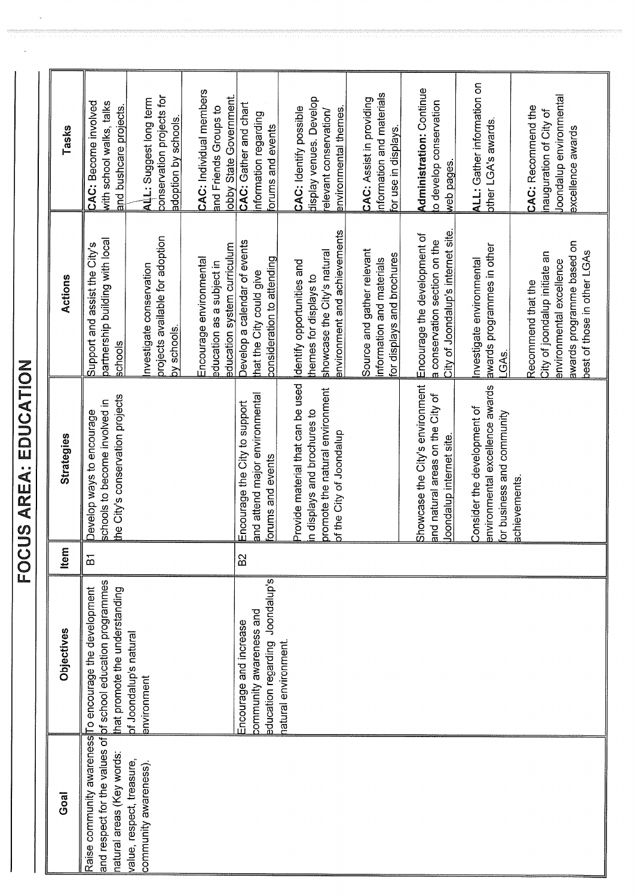# FOCUS AREA: EDUCATION

| Goal | Objectives | Item | Strategies | Actions | Tasks |
|---|---|---|---|---|---|
| Raise community awareness and respect for the values of natural areas (Key words: value, respect, treasure, community awareness). | To encourage the development of school education programmes that promote the understanding of Joondalup's natural environment | B1 | Develop ways to encourage schools to become involved in the City's conservation projects | Support and assist the City's partnership building with local schools | **CAC:** Become involved with school walks, talks and bushcare projects. |
| | | | | Investigate conservation projects available for adoption by schools. | **ALL:** Suggest long term conservation projects for adoption by schools. |
| | | | | Encourage environmental education as a subject in education system curriculum | **CAC:** Individual members and Friends Groups to lobby State Government. |
| | Encourage and increase community awareness and education regarding Joondalup's natural environment. | B2 | Encourage the City to support and attend major environmental forums and events | Develop a calendar of events that the City could give consideration to attending | **CAC:** Gather and chart information regarding forums and events |
| | | | Provide material that can be used in displays and brochures to promote the natural environment of the City of Joondalup | Identify opportunities and themes for displays to showcase the City's natural environment and achievements | **CAC:** Identify possible display venues. Develop relevant conservation/ environmental themes. |
| | | | | Source and gather relevant information and materials for displays and brochures | **CAC:** Assist in providing information and materials for use in displays. |
| | | | Showcase the City's environment and natural areas on the City of Joondalup internet site. | Encourage the development of a conservation section on the City of Joondalup's internet site. | **Administration:** Continue to develop conservation web pages. |
| | | | Consider the development of environmental excellence awards for business and community achievements. | Investigate environmental awards programmes in other LGAs. | **ALL:** Gather information on other LGA's awards. |
| | | | | Recommend that the City of Joondalup initiate an environmental excellence awards programme based on best of those in other LGAs | **CAC:** Recommend the inauguration of City of Joondalup environmental excellence awards |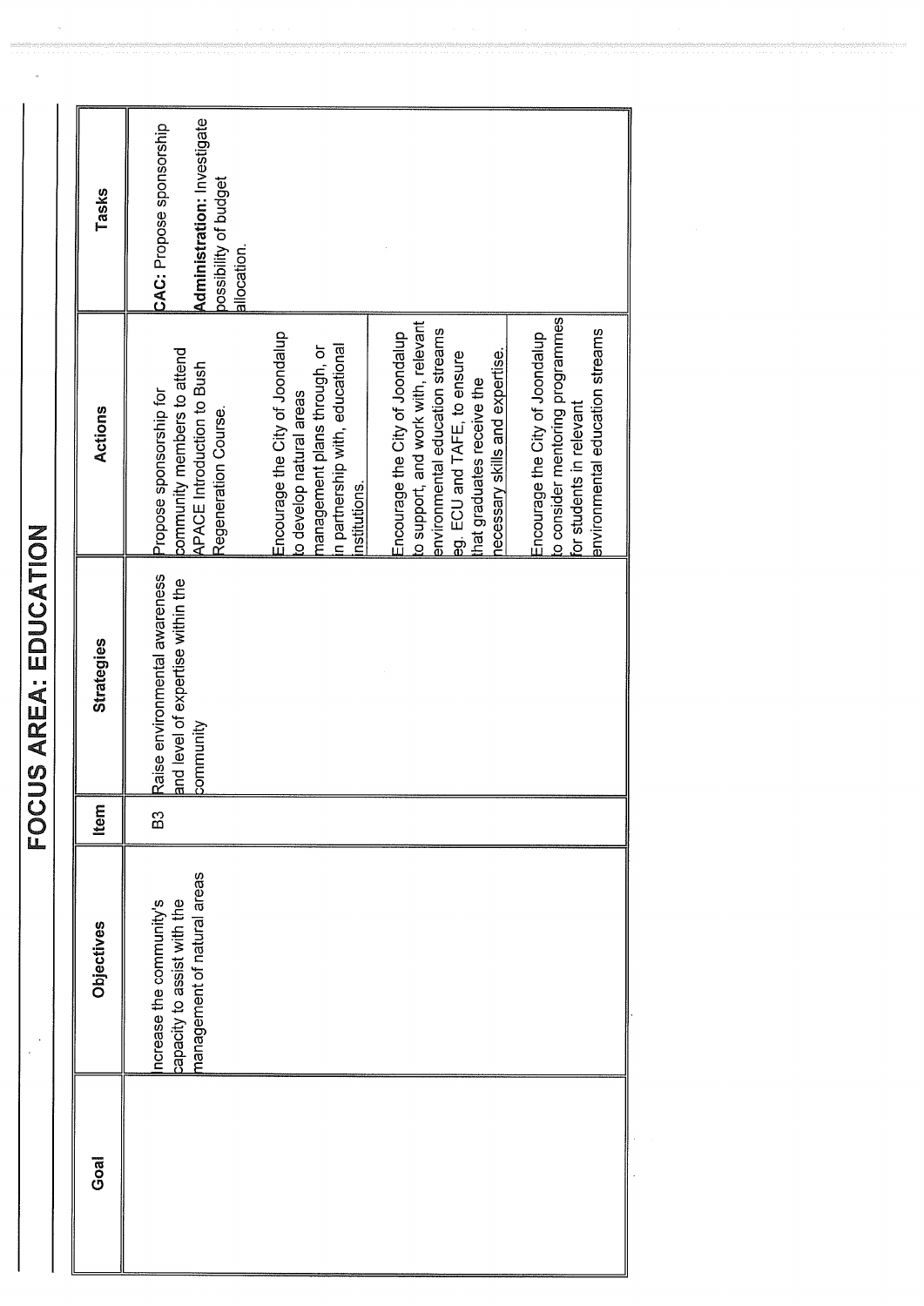# FOCUS AREA: EDUCATION

| Goal | Objectives | Item | Strategies | Actions | Tasks |
|---|---|---|---|---|---|
| | Increase the community's capacity to assist with the management of natural areas | B3 | Raise environmental awareness and level of expertise within the community | Propose sponsorship for community members to attend APACE Introduction to Bush Regeneration Course. | **CAC:** Propose sponsorship<br><br>**Administration:** Investigate possibility of budget allocation. |
| | | | | Encourage the City of Joondalup to develop natural areas management plans through, or in partnership with, educational institutions. | |
| | | | | Encourage the City of Joondalup to support, and work with, relevant environmental education streams eg. ECU and TAFE, to ensure that graduates receive the necessary skills and expertise. | |
| | | | | Encourage the City of Joondalup to consider mentoring programmes for students in relevant environmental education streams | |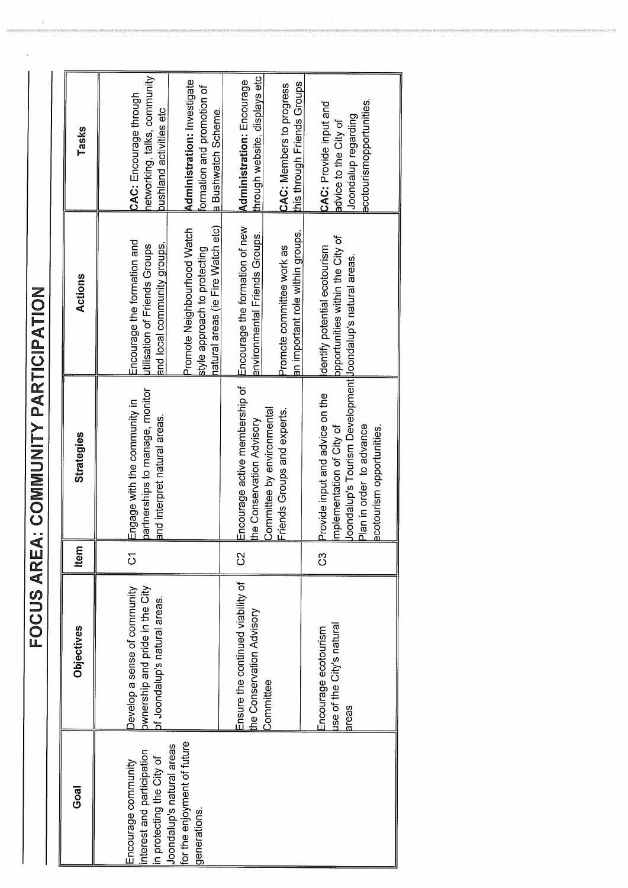# FOCUS AREA: COMMUNITY PARTICIPATION

| Goal | Objectives | Item | Strategies | Actions | Tasks |
|---|---|---|---|---|---|
| Encourage community interest and participation in protecting the City of Joondalup's natural areas for the enjoyment of future generations. | Develop a sense of community ownership and pride in the City of Joondalup's natural areas. | C1 | Engage with the community in partnerships to manage, monitor and interpret natural areas. | Encourage the formation and utilisation of Friends Groups and local community groups. | **CAC:** Encourage through networking, talks, community bushland activities etc |
| | | | | Promote Neighbourhood Watch style approach to protecting natural areas (ie Fire Watch etc) | **Administration:** Investigate formation and promotion of a Bushwatch Scheme. |
| | Ensure the continued viability of the Conservation Advisory Committee | C2 | Encourage active membership of the Conservation Advisory Committee by environmental Friends Groups and experts. | Encourage the formation of new environmental Friends Groups. | **Administration:** Encourage through website, displays etc |
| | | | | Promote committee work as an important role within groups. | **CAC:** Members to progress this through Friends Groups |
| | Encourage ecotourism use of the City's natural areas | C3 | Provide input and advice on the implementation of City of Joondalup's Tourism Development Plan in order to advance ecotourism opportunities. | Identify potential ecotourism opportunities within the City of Joondalup's natural areas. | **CAC:** Provide input and advice to the City of Joondalup regarding ecotourismopportunities. |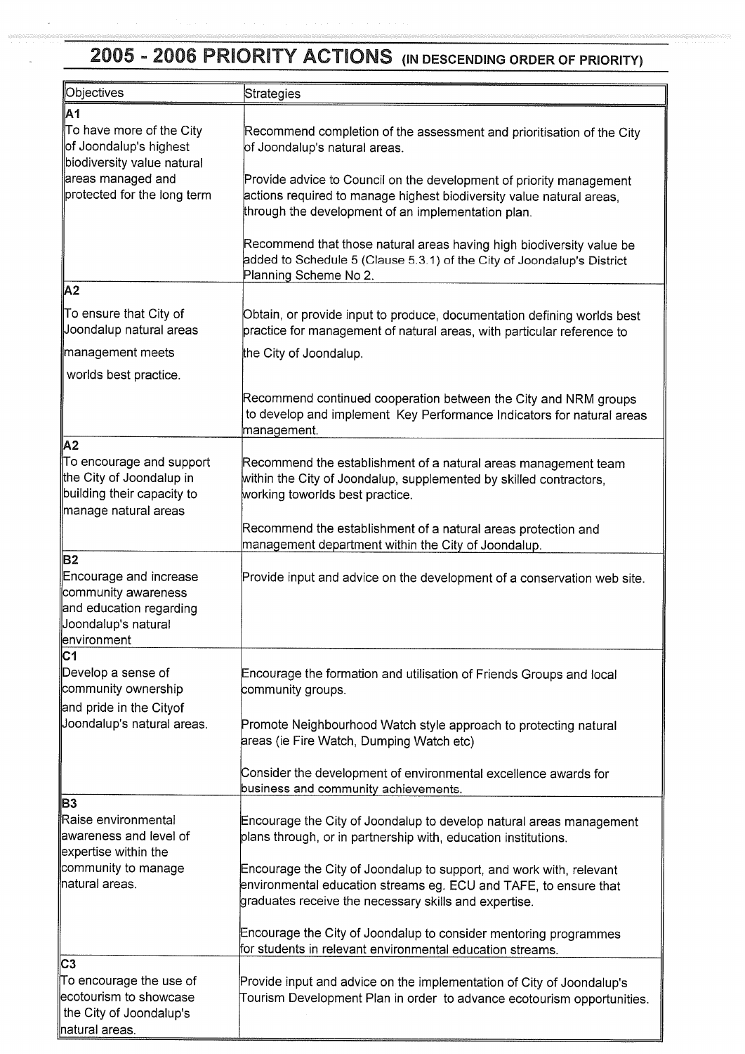# 2005 - 2006 PRIORITY ACTIONS (IN DESCENDING ORDER OF PRIORITY)

| Objectives | Strategies |
|---|---|
| **A1**<br>To have more of the City of Joondalup's highest biodiversity value natural areas managed and protected for the long term | Recommend completion of the assessment and prioritisation of the City of Joondalup's natural areas.<br><br>Provide advice to Council on the development of priority management actions required to manage highest biodiversity value natural areas, through the development of an implementation plan.<br><br>Recommend that those natural areas having high biodiversity value be added to Schedule 5 (Clause 5.3.1) of the City of Joondalup's District Planning Scheme No 2. |
| **A2**<br>To ensure that City of Joondalup natural areas management meets worlds best practice. | Obtain, or provide input to produce, documentation defining worlds best practice for management of natural areas, with particular reference to the City of Joondalup.<br><br>Recommend continued cooperation between the City and NRM groups to develop and implement Key Performance Indicators for natural areas management. |
| **A2**<br>To encourage and support the City of Joondalup in building their capacity to manage natural areas | Recommend the establishment of a natural areas management team within the City of Joondalup, supplemented by skilled contractors, working toworlds best practice.<br><br>Recommend the establishment of a natural areas protection and management department within the City of Joondalup. |
| **B2**<br>Encourage and increase community awareness and education regarding Joondalup's natural environment | Provide input and advice on the development of a conservation web site. |
| **C1**<br>Develop a sense of community ownership and pride in the Cityof Joondalup's natural areas. | Encourage the formation and utilisation of Friends Groups and local community groups.<br><br>Promote Neighbourhood Watch style approach to protecting natural areas (ie Fire Watch, Dumping Watch etc)<br><br>Consider the development of environmental excellence awards for business and community achievements. |
| **B3**<br>Raise environmental awareness and level of expertise within the community to manage natural areas. | Encourage the City of Joondalup to develop natural areas management plans through, or in partnership with, education institutions.<br><br>Encourage the City of Joondalup to support, and work with, relevant environmental education streams eg. ECU and TAFE, to ensure that graduates receive the necessary skills and expertise.<br><br>Encourage the City of Joondalup to consider mentoring programmes for students in relevant environmental education streams. |
| **C3**<br>To encourage the use of ecotourism to showcase the City of Joondalup's natural areas. | Provide input and advice on the implementation of City of Joondalup's Tourism Development Plan in order to advance ecotourism opportunities. |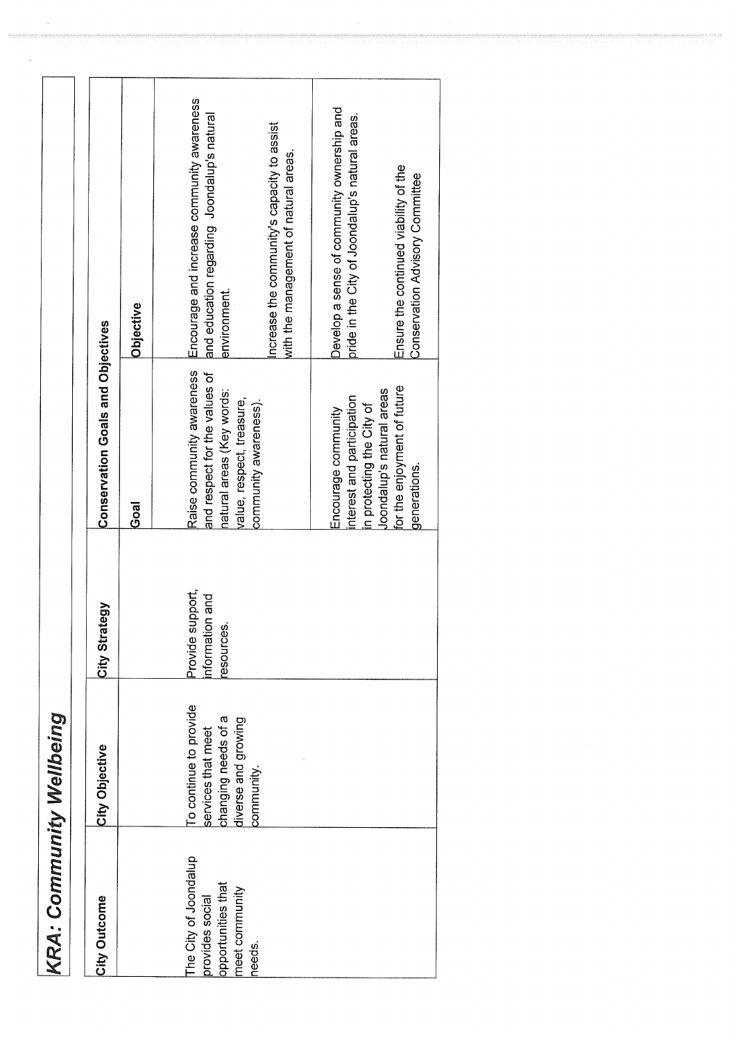## KRA: Community Wellbeing

| City Outcome | City Objective | City Strategy | Conservation Goals and Objectives | |
|---|---|---|---|---|
| | | | Goal | Objective |
| The City of Joondalup provides social opportunities that meet community needs. | To continue to provide services that meet changing needs of a diverse and growing community. | Provide support, information and resources. | Raise community awareness and respect for the values of natural areas (Key words: value, respect, treasure, community awareness). | Encourage and increase community awareness and education regarding Joondalup's natural environment.<br><br>Increase the community's capacity to assist with the management of natural areas. |
| | | | Encourage community interest and participation in protecting the City of Joondalup's natural areas for the enjoyment of future generations. | Develop a sense of community ownership and pride in the City of Joondalup's natural areas.<br><br>Ensure the continued viability of the Conservation Advisory Committee |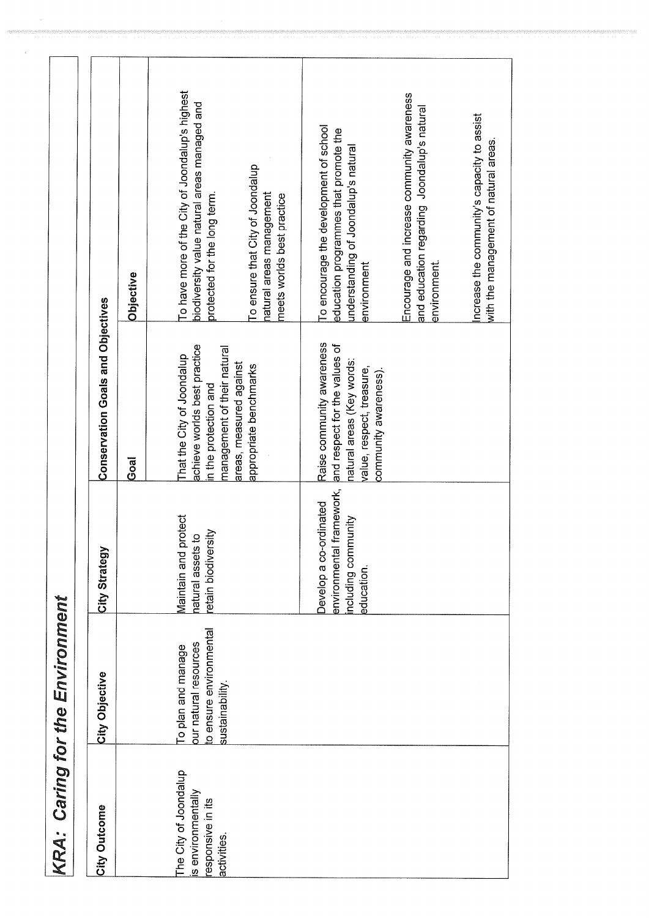## *KRA: Caring for the Environment*

| City Outcome | City Objective | City Strategy | Conservation Goals and Objectives | |
|---|---|---|---|---|
| | | | Goal | Objective |
| The City of Joondalup is environmentally responsive in its activities. | To plan and manage our natural resources to ensure environmental sustainability. | Maintain and protect natural assets to retain biodiversity | That the City of Joondalup achieve worlds best practice in the protection and management of their natural areas, measured against appropriate benchmarks | To have more of the City of Joondalup's highest biodiversity value natural areas managed and protected for the long term.<br><br>To ensure that City of Joondalup natural areas management meets worlds best practice |
| | | Develop a co-ordinated environmental framework, including community education. | Raise community awareness and respect for the values of natural areas (Key words: value, respect, treasure, community awareness). | To encourage the development of school education programmes that promote the understanding of Joondalup's natural environment<br><br>Encourage and increase community awareness and education regarding Joondalup's natural environment.<br><br>Increase the community's capacity to assist with the management of natural areas. |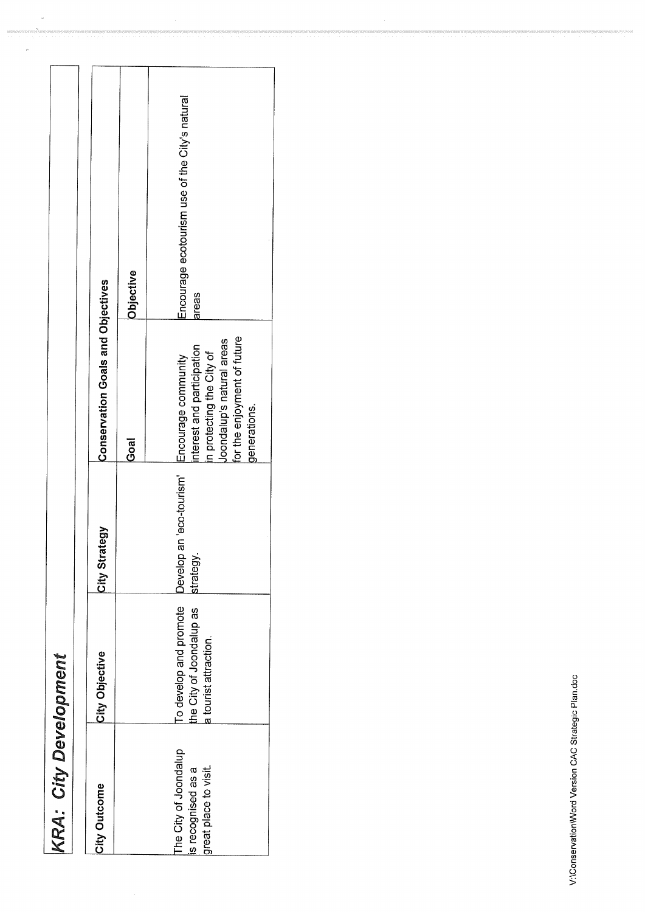## *KRA: City Development*

| City Outcome | City Objective | City Strategy | Conservation Goals and Objectives | |
|---|---|---|---|---|
| | | | Goal | Objective |
| The City of Joondalup is recognised as a great place to visit. | To develop and promote the City of Joondalup as a tourist attraction. | Develop an 'eco-tourism' strategy. | Encourage community interest and participation in protecting the City of Joondalup's natural areas for the enjoyment of future generations. | Encourage ecotourism use of the City's natural areas |

V:\Conservation\Word Version CAC Strategic Plan.doc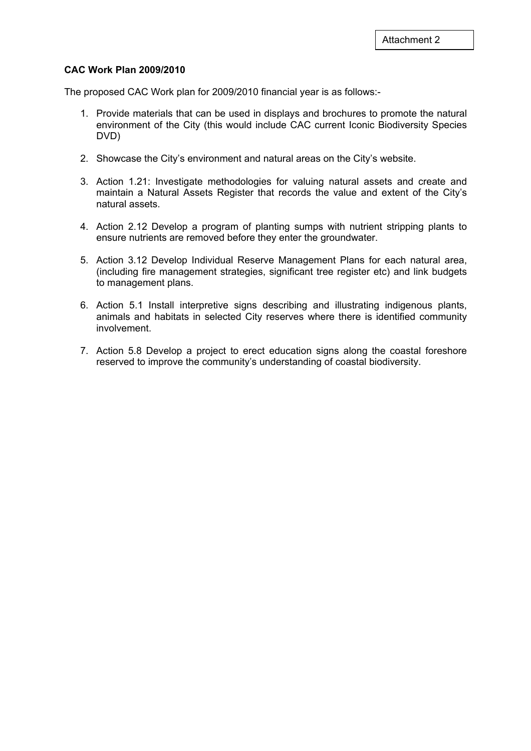Attachment 2

**CAC Work Plan 2009/2010**

The proposed CAC Work plan for 2009/2010 financial year is as follows:-

1. Provide materials that can be used in displays and brochures to promote the natural environment of the City (this would include CAC current Iconic Biodiversity Species DVD)

2. Showcase the City's environment and natural areas on the City's website.

3. Action 1.21: Investigate methodologies for valuing natural assets and create and maintain a Natural Assets Register that records the value and extent of the City's natural assets.

4. Action 2.12 Develop a program of planting sumps with nutrient stripping plants to ensure nutrients are removed before they enter the groundwater.

5. Action 3.12 Develop Individual Reserve Management Plans for each natural area, (including fire management strategies, significant tree register etc) and link budgets to management plans.

6. Action 5.1 Install interpretive signs describing and illustrating indigenous plants, animals and habitats in selected City reserves where there is identified community involvement.

7. Action 5.8 Develop a project to erect education signs along the coastal foreshore reserved to improve the community's understanding of coastal biodiversity.